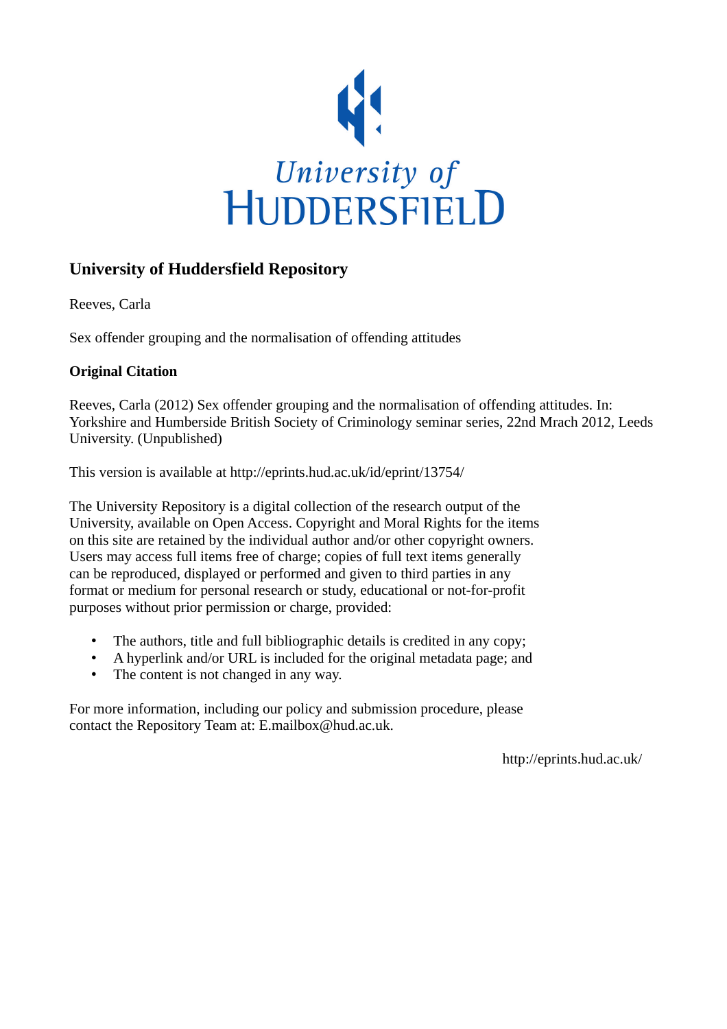University of HUDDERSFIELD

## University of Huddersfield Repository

Reeves, Carla

Sex offender grouping and the normalisation of offending attitudes

### Original Citation

Reeves, Carla (2012) Sex offender grouping and the normalisation of offending attitudes. In: Yorkshire and Humberside British Society of Criminology seminar series, 22nd Mrach 2012, Leeds University. (Unpublished)

This version is available at http://eprints.hud.ac.uk/id/eprint/13754/

The University Repository is a digital collection of the research output of the University, available on Open Access. Copyright and Moral Rights for the items on this site are retained by the individual author and/or other copyright owners. Users may access full items free of charge; copies of full text items generally can be reproduced, displayed or performed and given to third parties in any format or medium for personal research or study, educational or not-for-profit purposes without prior permission or charge, provided:

- The authors, title and full bibliographic details is credited in any copy;
- A hyperlink and/or URL is included for the original metadata page; and
- The content is not changed in any way.

For more information, including our policy and submission procedure, please contact the Repository Team at: E.mailbox@hud.ac.uk.

http://eprints.hud.ac.uk/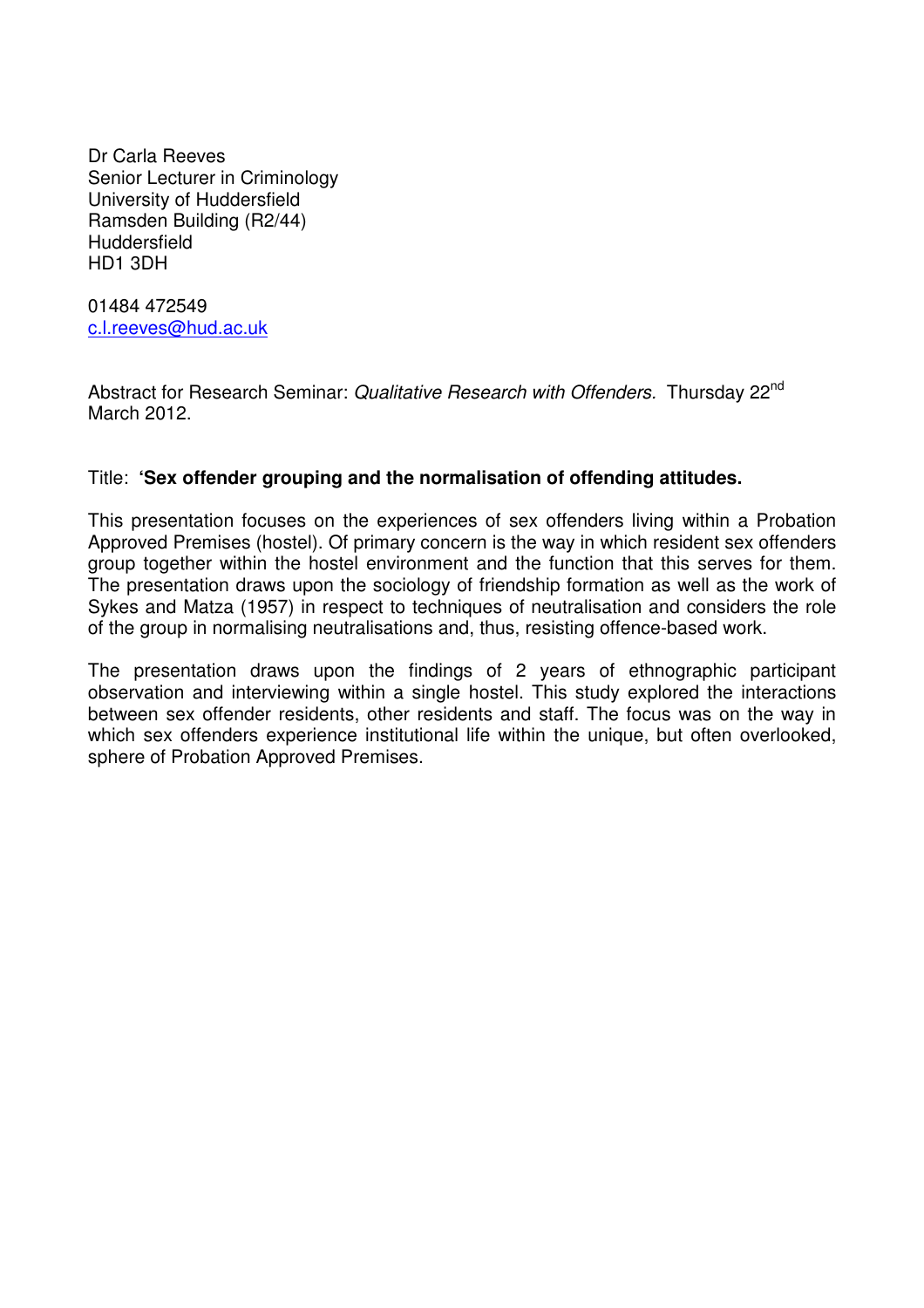Dr Carla Reeves
Senior Lecturer in Criminology
University of Huddersfield
Ramsden Building (R2/44)
Huddersfield
HD1 3DH

01484 472549
c.l.reeves@hud.ac.uk

Abstract for Research Seminar: *Qualitative Research with Offenders.* Thursday 22nd March 2012.

Title: **'Sex offender grouping and the normalisation of offending attitudes.**

This presentation focuses on the experiences of sex offenders living within a Probation Approved Premises (hostel). Of primary concern is the way in which resident sex offenders group together within the hostel environment and the function that this serves for them. The presentation draws upon the sociology of friendship formation as well as the work of Sykes and Matza (1957) in respect to techniques of neutralisation and considers the role of the group in normalising neutralisations and, thus, resisting offence-based work.

The presentation draws upon the findings of 2 years of ethnographic participant observation and interviewing within a single hostel. This study explored the interactions between sex offender residents, other residents and staff. The focus was on the way in which sex offenders experience institutional life within the unique, but often overlooked, sphere of Probation Approved Premises.